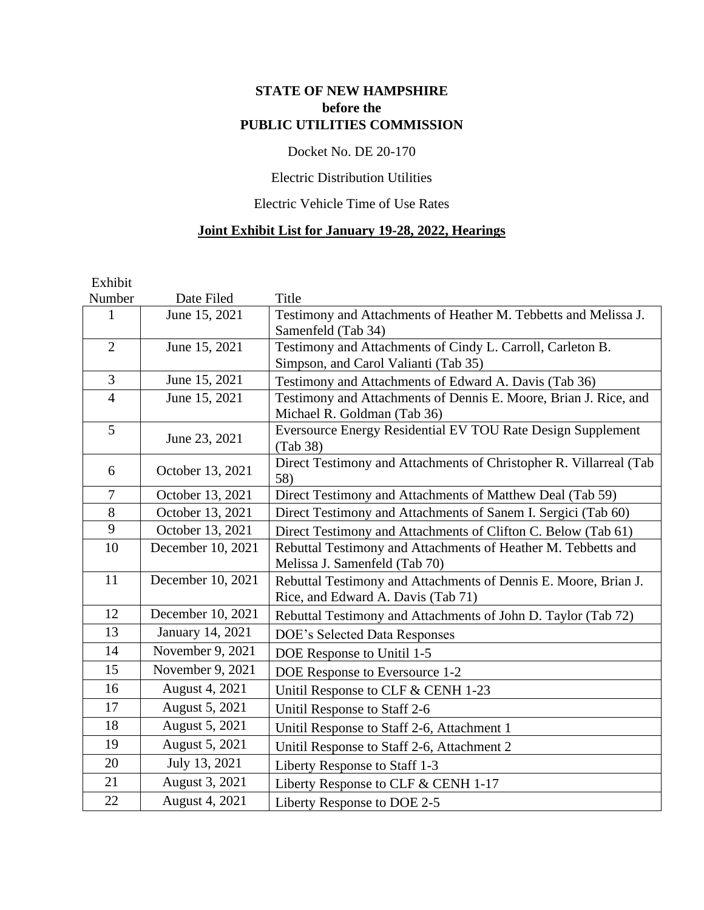**STATE OF NEW HAMPSHIRE**
**before the**
**PUBLIC UTILITIES COMMISSION**

Docket No. DE 20-170

Electric Distribution Utilities

Electric Vehicle Time of Use Rates

**Joint Exhibit List for January 19-28, 2022, Hearings**

| Exhibit Number | Date Filed | Title |
|---|---|---|
| 1 | June 15, 2021 | Testimony and Attachments of Heather M. Tebbetts and Melissa J. Samenfeld (Tab 34) |
| 2 | June 15, 2021 | Testimony and Attachments of Cindy L. Carroll, Carleton B. Simpson, and Carol Valianti (Tab 35) |
| 3 | June 15, 2021 | Testimony and Attachments of Edward A. Davis (Tab 36) |
| 4 | June 15, 2021 | Testimony and Attachments of Dennis E. Moore, Brian J. Rice, and Michael R. Goldman (Tab 36) |
| 5 | June 23, 2021 | Eversource Energy Residential EV TOU Rate Design Supplement (Tab 38) |
| 6 | October 13, 2021 | Direct Testimony and Attachments of Christopher R. Villarreal (Tab 58) |
| 7 | October 13, 2021 | Direct Testimony and Attachments of Matthew Deal (Tab 59) |
| 8 | October 13, 2021 | Direct Testimony and Attachments of Sanem I. Sergici (Tab 60) |
| 9 | October 13, 2021 | Direct Testimony and Attachments of Clifton C. Below (Tab 61) |
| 10 | December 10, 2021 | Rebuttal Testimony and Attachments of Heather M. Tebbetts and Melissa J. Samenfeld (Tab 70) |
| 11 | December 10, 2021 | Rebuttal Testimony and Attachments of Dennis E. Moore, Brian J. Rice, and Edward A. Davis (Tab 71) |
| 12 | December 10, 2021 | Rebuttal Testimony and Attachments of John D. Taylor (Tab 72) |
| 13 | January 14, 2021 | DOE's Selected Data Responses |
| 14 | November 9, 2021 | DOE Response to Unitil 1-5 |
| 15 | November 9, 2021 | DOE Response to Eversource 1-2 |
| 16 | August 4, 2021 | Unitil Response to CLF & CENH 1-23 |
| 17 | August 5, 2021 | Unitil Response to Staff 2-6 |
| 18 | August 5, 2021 | Unitil Response to Staff 2-6, Attachment 1 |
| 19 | August 5, 2021 | Unitil Response to Staff 2-6, Attachment 2 |
| 20 | July 13, 2021 | Liberty Response to Staff 1-3 |
| 21 | August 3, 2021 | Liberty Response to CLF & CENH 1-17 |
| 22 | August 4, 2021 | Liberty Response to DOE 2-5 |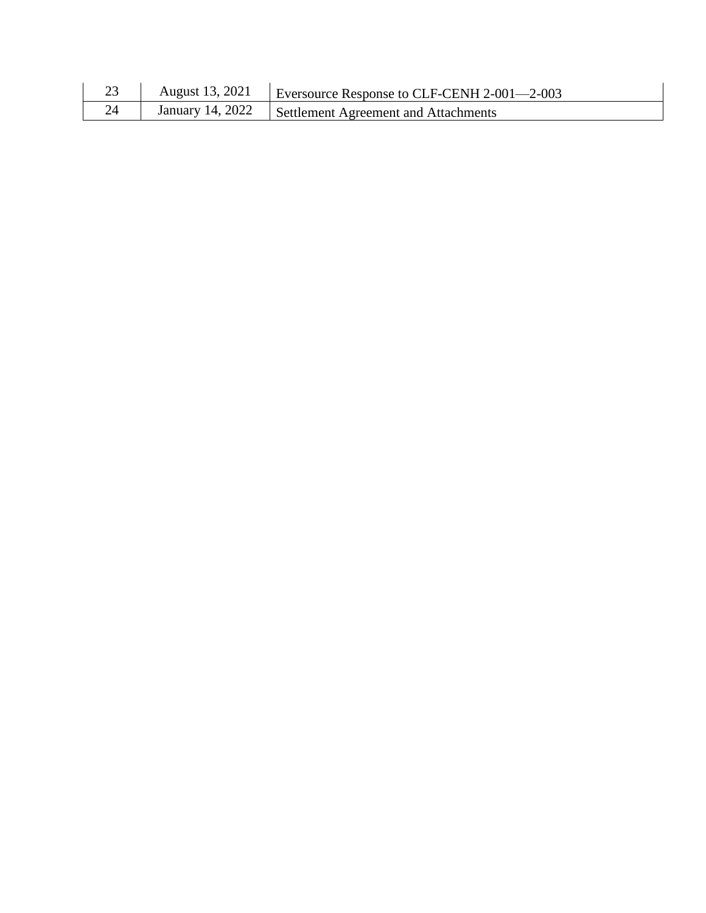| | | |
|---|---|---|
| 23 | August 13, 2021 | Eversource Response to CLF-CENH 2-001—2-003 |
| 24 | January 14, 2022 | Settlement Agreement and Attachments |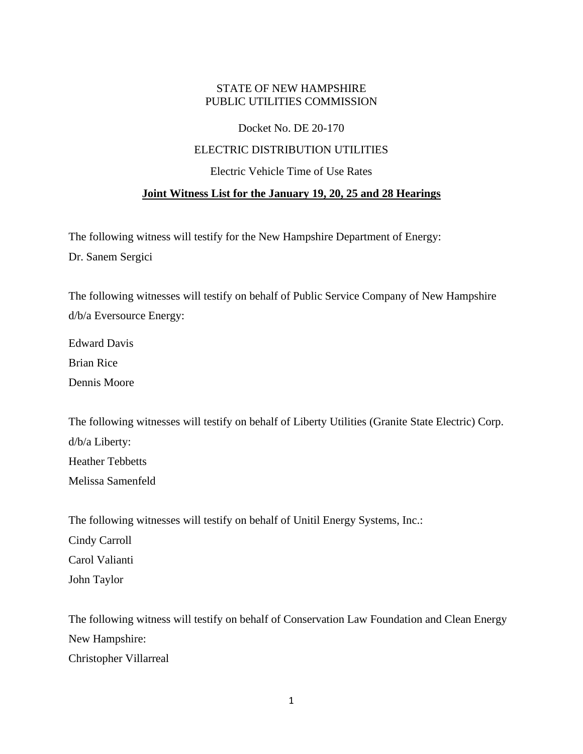STATE OF NEW HAMPSHIRE
PUBLIC UTILITIES COMMISSION

Docket No. DE 20-170

ELECTRIC DISTRIBUTION UTILITIES

Electric Vehicle Time of Use Rates

**Joint Witness List for the January 19, 20, 25 and 28 Hearings**

The following witness will testify for the New Hampshire Department of Energy:

Dr. Sanem Sergici

The following witnesses will testify on behalf of Public Service Company of New Hampshire d/b/a Eversource Energy:

Edward Davis

Brian Rice

Dennis Moore

The following witnesses will testify on behalf of Liberty Utilities (Granite State Electric) Corp. d/b/a Liberty:

Heather Tebbetts

Melissa Samenfeld

The following witnesses will testify on behalf of Unitil Energy Systems, Inc.:

Cindy Carroll

Carol Valianti

John Taylor

The following witness will testify on behalf of Conservation Law Foundation and Clean Energy New Hampshire:

Christopher Villarreal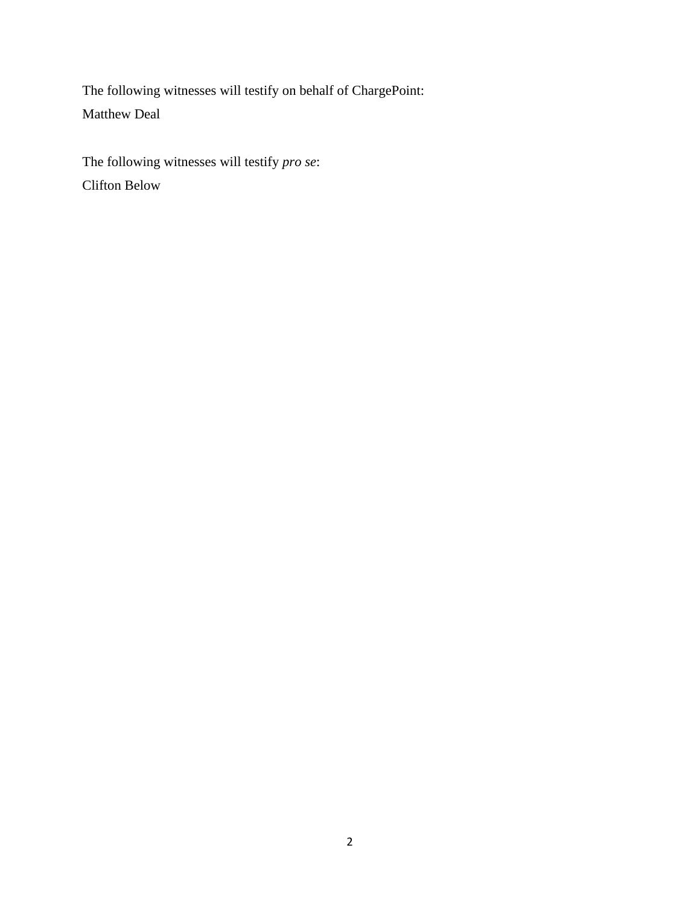The following witnesses will testify on behalf of ChargePoint:

Matthew Deal

The following witnesses will testify *pro se*:

Clifton Below